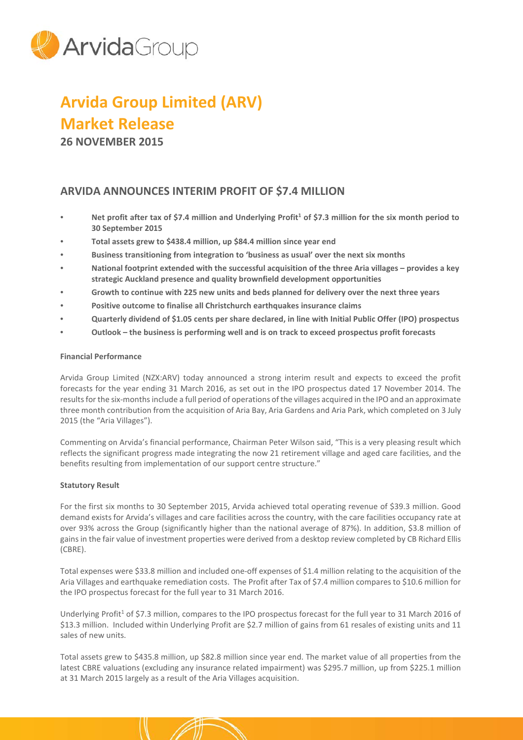# Arvida Group Limited (ARV)

# Market Release

**26 NOVEMBER 2015**

## ARVIDA ANNOUNCES INTERIM PROFIT OF $7.4 MILLION

- **Net profit after tax of $7.4 million and Underlying Profit[1] of $7.3 million for the six month period to 30 September 2015**
- **Total assets grew to $438.4 million, up $84.4 million since year end**
- **Business transitioning from integration to 'business as usual' over the next six months**
- **National footprint extended with the successful acquisition of the three Aria villages – provides a key strategic Auckland presence and quality brownfield development opportunities**
- **Growth to continue with 225 new units and beds planned for delivery over the next three years**
- **Positive outcome to finalise all Christchurch earthquakes insurance claims**
- **Quarterly dividend of $1.05 cents per share declared, in line with Initial Public Offer (IPO) prospectus**
- **Outlook – the business is performing well and is on track to exceed prospectus profit forecasts**

**Financial Performance**

Arvida Group Limited (NZX:ARV) today announced a strong interim result and expects to exceed the profit forecasts for the year ending 31 March 2016, as set out in the IPO prospectus dated 17 November 2014. The results for the six-months include a full period of operations of the villages acquired in the IPO and an approximate three month contribution from the acquisition of Aria Bay, Aria Gardens and Aria Park, which completed on 3 July 2015 (the "Aria Villages").

Commenting on Arvida's financial performance, Chairman Peter Wilson said, "This is a very pleasing result which reflects the significant progress made integrating the now 21 retirement village and aged care facilities, and the benefits resulting from implementation of our support centre structure."

**Statutory Result**

For the first six months to 30 September 2015, Arvida achieved total operating revenue of $39.3 million. Good demand exists for Arvida's villages and care facilities across the country, with the care facilities occupancy rate at over 93% across the Group (significantly higher than the national average of 87%). In addition, $3.8 million of gains in the fair value of investment properties were derived from a desktop review completed by CB Richard Ellis (CBRE).

Total expenses were $33.8 million and included one-off expenses of $1.4 million relating to the acquisition of the Aria Villages and earthquake remediation costs. The Profit after Tax of $7.4 million compares to $10.6 million for the IPO prospectus forecast for the full year to 31 March 2016.

Underlying Profit[1] of $7.3 million, compares to the IPO prospectus forecast for the full year to 31 March 2016 of $13.3 million. Included within Underlying Profit are $2.7 million of gains from 61 resales of existing units and 11 sales of new units.

Total assets grew to $435.8 million, up $82.8 million since year end. The market value of all properties from the latest CBRE valuations (excluding any insurance related impairment) was $295.7 million, up from $225.1 million at 31 March 2015 largely as a result of the Aria Villages acquisition.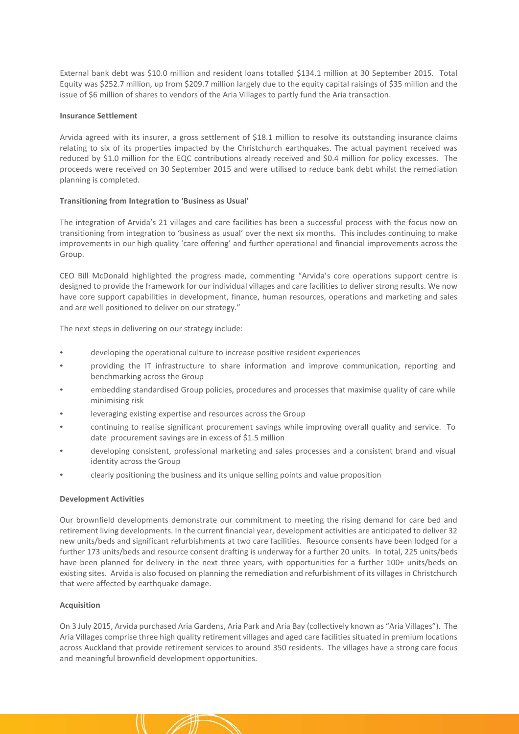External bank debt was $10.0 million and resident loans totalled $134.1 million at 30 September 2015. Total Equity was $252.7 million, up from $209.7 million largely due to the equity capital raisings of $35 million and the issue of $6 million of shares to vendors of the Aria Villages to partly fund the Aria transaction.

**Insurance Settlement**

Arvida agreed with its insurer, a gross settlement of $18.1 million to resolve its outstanding insurance claims relating to six of its properties impacted by the Christchurch earthquakes. The actual payment received was reduced by $1.0 million for the EQC contributions already received and $0.4 million for policy excesses. The proceeds were received on 30 September 2015 and were utilised to reduce bank debt whilst the remediation planning is completed.

**Transitioning from Integration to 'Business as Usual'**

The integration of Arvida's 21 villages and care facilities has been a successful process with the focus now on transitioning from integration to 'business as usual' over the next six months. This includes continuing to make improvements in our high quality 'care offering' and further operational and financial improvements across the Group.

CEO Bill McDonald highlighted the progress made, commenting "Arvida's core operations support centre is designed to provide the framework for our individual villages and care facilities to deliver strong results. We now have core support capabilities in development, finance, human resources, operations and marketing and sales and are well positioned to deliver on our strategy."

The next steps in delivering on our strategy include:

- developing the operational culture to increase positive resident experiences
- providing the IT infrastructure to share information and improve communication, reporting and benchmarking across the Group
- embedding standardised Group policies, procedures and processes that maximise quality of care while minimising risk
- leveraging existing expertise and resources across the Group
- continuing to realise significant procurement savings while improving overall quality and service. To date procurement savings are in excess of $1.5 million
- developing consistent, professional marketing and sales processes and a consistent brand and visual identity across the Group
- clearly positioning the business and its unique selling points and value proposition

**Development Activities**

Our brownfield developments demonstrate our commitment to meeting the rising demand for care bed and retirement living developments. In the current financial year, development activities are anticipated to deliver 32 new units/beds and significant refurbishments at two care facilities. Resource consents have been lodged for a further 173 units/beds and resource consent drafting is underway for a further 20 units. In total, 225 units/beds have been planned for delivery in the next three years, with opportunities for a further 100+ units/beds on existing sites. Arvida is also focused on planning the remediation and refurbishment of its villages in Christchurch that were affected by earthquake damage.

**Acquisition**

On 3 July 2015, Arvida purchased Aria Gardens, Aria Park and Aria Bay (collectively known as "Aria Villages"). The Aria Villages comprise three high quality retirement villages and aged care facilities situated in premium locations across Auckland that provide retirement services to around 350 residents. The villages have a strong care focus and meaningful brownfield development opportunities.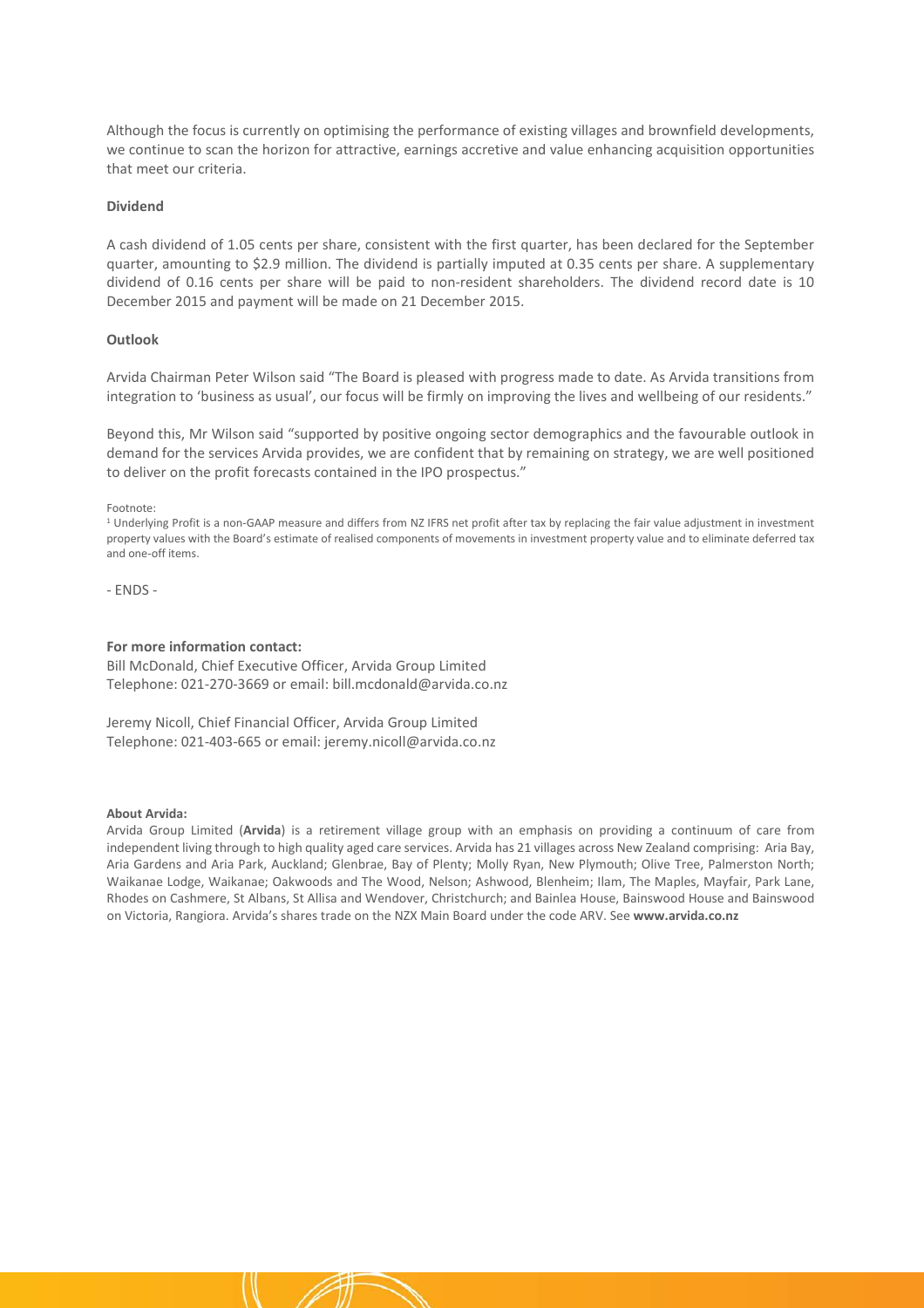Although the focus is currently on optimising the performance of existing villages and brownfield developments, we continue to scan the horizon for attractive, earnings accretive and value enhancing acquisition opportunities that meet our criteria.

**Dividend**

A cash dividend of 1.05 cents per share, consistent with the first quarter, has been declared for the September quarter, amounting to $2.9 million. The dividend is partially imputed at 0.35 cents per share. A supplementary dividend of 0.16 cents per share will be paid to non-resident shareholders. The dividend record date is 10 December 2015 and payment will be made on 21 December 2015.

**Outlook**

Arvida Chairman Peter Wilson said "The Board is pleased with progress made to date. As Arvida transitions from integration to 'business as usual', our focus will be firmly on improving the lives and wellbeing of our residents."

Beyond this, Mr Wilson said "supported by positive ongoing sector demographics and the favourable outlook in demand for the services Arvida provides, we are confident that by remaining on strategy, we are well positioned to deliver on the profit forecasts contained in the IPO prospectus."

Footnote:
[1] Underlying Profit is a non-GAAP measure and differs from NZ IFRS net profit after tax by replacing the fair value adjustment in investment property values with the Board's estimate of realised components of movements in investment property value and to eliminate deferred tax and one-off items.

- ENDS -

**For more information contact:**
Bill McDonald, Chief Executive Officer, Arvida Group Limited
Telephone: 021-270-3669 or email: bill.mcdonald@arvida.co.nz

Jeremy Nicoll, Chief Financial Officer, Arvida Group Limited
Telephone: 021-403-665 or email: jeremy.nicoll@arvida.co.nz

**About Arvida:**
Arvida Group Limited (**Arvida**) is a retirement village group with an emphasis on providing a continuum of care from independent living through to high quality aged care services. Arvida has 21 villages across New Zealand comprising: Aria Bay, Aria Gardens and Aria Park, Auckland; Glenbrae, Bay of Plenty; Molly Ryan, New Plymouth; Olive Tree, Palmerston North; Waikanae Lodge, Waikanae; Oakwoods and The Wood, Nelson; Ashwood, Blenheim; Ilam, The Maples, Mayfair, Park Lane, Rhodes on Cashmere, St Albans, St Allisa and Wendover, Christchurch; and Bainlea House, Bainswood House and Bainswood on Victoria, Rangiora. Arvida's shares trade on the NZX Main Board under the code ARV. See **www.arvida.co.nz**